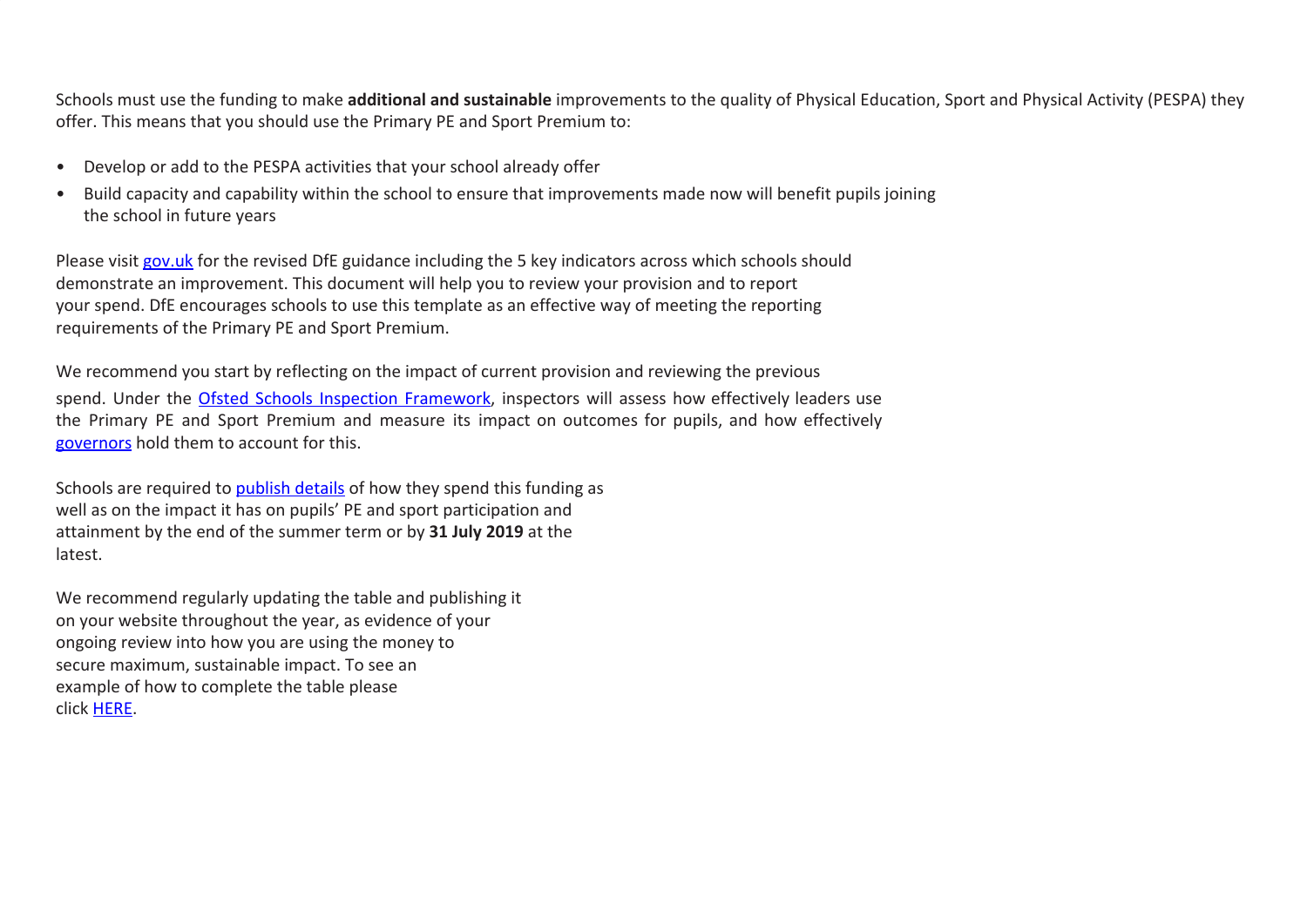Schools must use the funding to make **additional and sustainable** improvements to the quality of Physical Education, Sport and Physical Activity (PESPA) they offer. This means that you should use the Primary PE and Sport Premium to:

- Develop or add to the PESPA activities that your school already offer
- Build capacity and capability within the school to ensure that improvements made now will benefit pupils joining the school in future years

Please visit gov.uk for the revised DfE guidance including the 5 key indicators across which schools should demonstrate an improvement. This document will help you to review your provision and to report your spend. DfE encourages schools to use this template as an effective way of meeting the reporting requirements of the Primary PE and Sport Premium.

We recommend you start by reflecting on the impact of current provision and reviewing the previous spend. Under the Ofsted Schools Inspection Framework, inspectors will assess how effectively leaders use the Primary PE and Sport Premium and measure its impact on outcomes for pupils, and how effectively governors hold them to account for this.

Schools are required to publish details of how they spend this funding as well as on the impact it has on pupils' PE and sport participation and attainment by the end of the summer term or by **31 July 2019** at the latest.

We recommend regularly updating the table and publishing it on your website throughout the year, as evidence of your ongoing review into how you are using the money to secure maximum, sustainable impact. To see an example of how to complete the table please click HERE.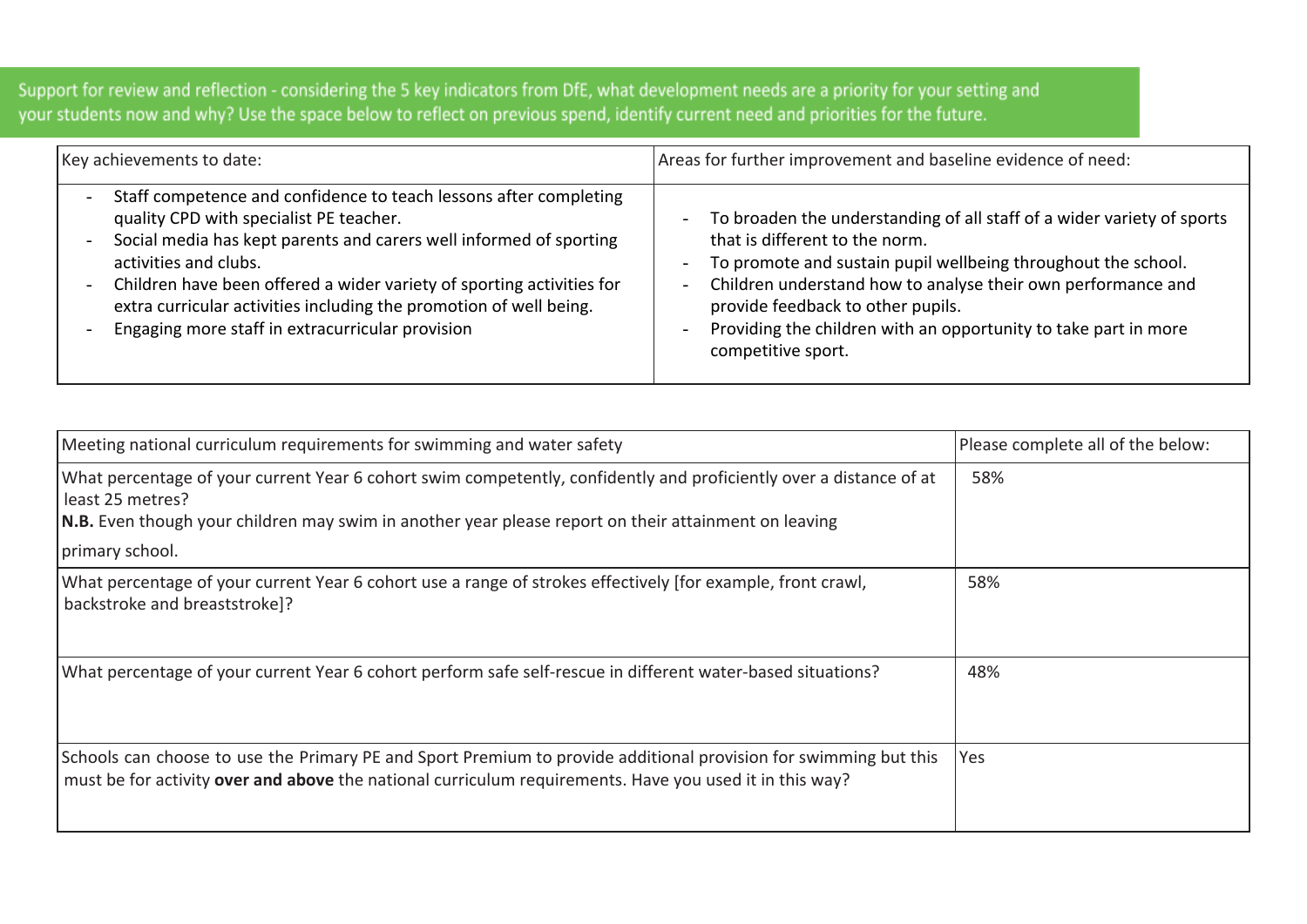Support for review and reflection - considering the 5 key indicators from DfE, what development needs are a priority for your setting and your students now and why? Use the space below to reflect on previous spend, identify current need and priorities for the future.

| Key achievements to date: | Areas for further improvement and baseline evidence of need: |
| --- | --- |
| - Staff competence and confidence to teach lessons after completing quality CPD with specialist PE teacher.<br>- Social media has kept parents and carers well informed of sporting activities and clubs.<br>- Children have been offered a wider variety of sporting activities for extra curricular activities including the promotion of well being.<br>- Engaging more staff in extracurricular provision | - To broaden the understanding of all staff of a wider variety of sports that is different to the norm.<br>- To promote and sustain pupil wellbeing throughout the school.<br>- Children understand how to analyse their own performance and provide feedback to other pupils.<br>- Providing the children with an opportunity to take part in more competitive sport. |

| Meeting national curriculum requirements for swimming and water safety | Please complete all of the below: |
| --- | --- |
| What percentage of your current Year 6 cohort swim competently, confidently and proficiently over a distance of at least 25 metres?<br>**N.B.** Even though your children may swim in another year please report on their attainment on leaving primary school. | 58% |
| What percentage of your current Year 6 cohort use a range of strokes effectively [for example, front crawl, backstroke and breaststroke]? | 58% |
| What percentage of your current Year 6 cohort perform safe self-rescue in different water-based situations? | 48% |
| Schools can choose to use the Primary PE and Sport Premium to provide additional provision for swimming but this must be for activity **over and above** the national curriculum requirements. Have you used it in this way? | Yes |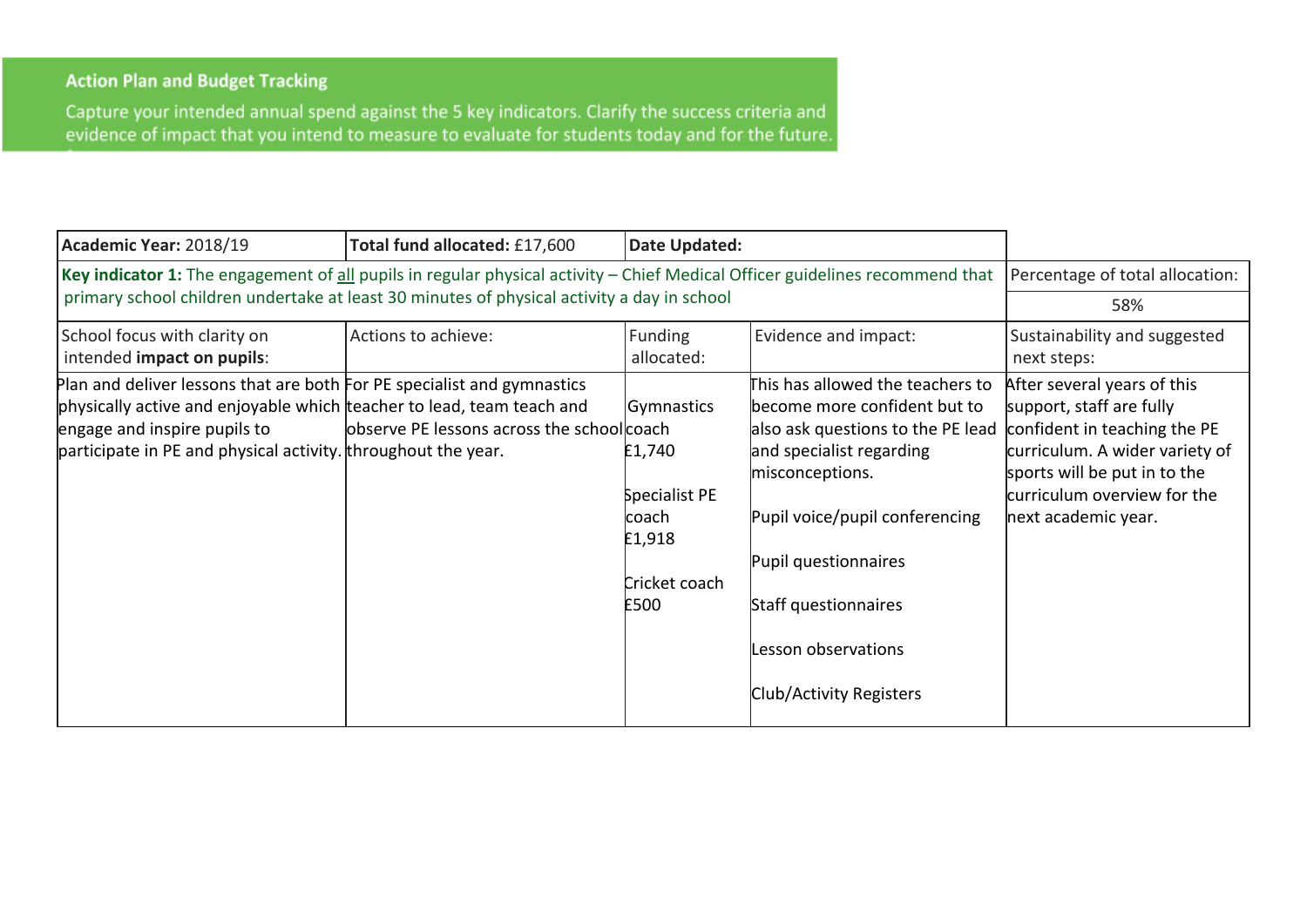## Action Plan and Budget Tracking

Capture your intended annual spend against the 5 key indicators. Clarify the success criteria and evidence of impact that you intend to measure to evaluate for students today and for the future.

| **Academic Year:** 2018/19 | **Total fund allocated:** £17,600 | **Date Updated:** | | |
|---|---|---|---|---|
| **Key indicator 1:** The engagement of all pupils in regular physical activity – Chief Medical Officer guidelines recommend that primary school children undertake at least 30 minutes of physical activity a day in school | | | | Percentage of total allocation: 58% |
| School focus with clarity on intended **impact on pupils**: | Actions to achieve: | Funding allocated: | Evidence and impact: | Sustainability and suggested next steps: |
| Plan and deliver lessons that are both physically active and enjoyable which engage and inspire pupils to participate in PE and physical activity. | For PE specialist and gymnastics teacher to lead, team teach and observe PE lessons across the school throughout the year. | Gymnastics coach £1,740<br><br>Specialist PE coach £1,918<br><br>Cricket coach £500 | This has allowed the teachers to become more confident but to also ask questions to the PE lead and specialist regarding misconceptions.<br><br>Pupil voice/pupil conferencing<br><br>Pupil questionnaires<br><br>Staff questionnaires<br><br>Lesson observations<br><br>Club/Activity Registers | After several years of this support, staff are fully confident in teaching the PE curriculum. A wider variety of sports will be put in to the curriculum overview for the next academic year. |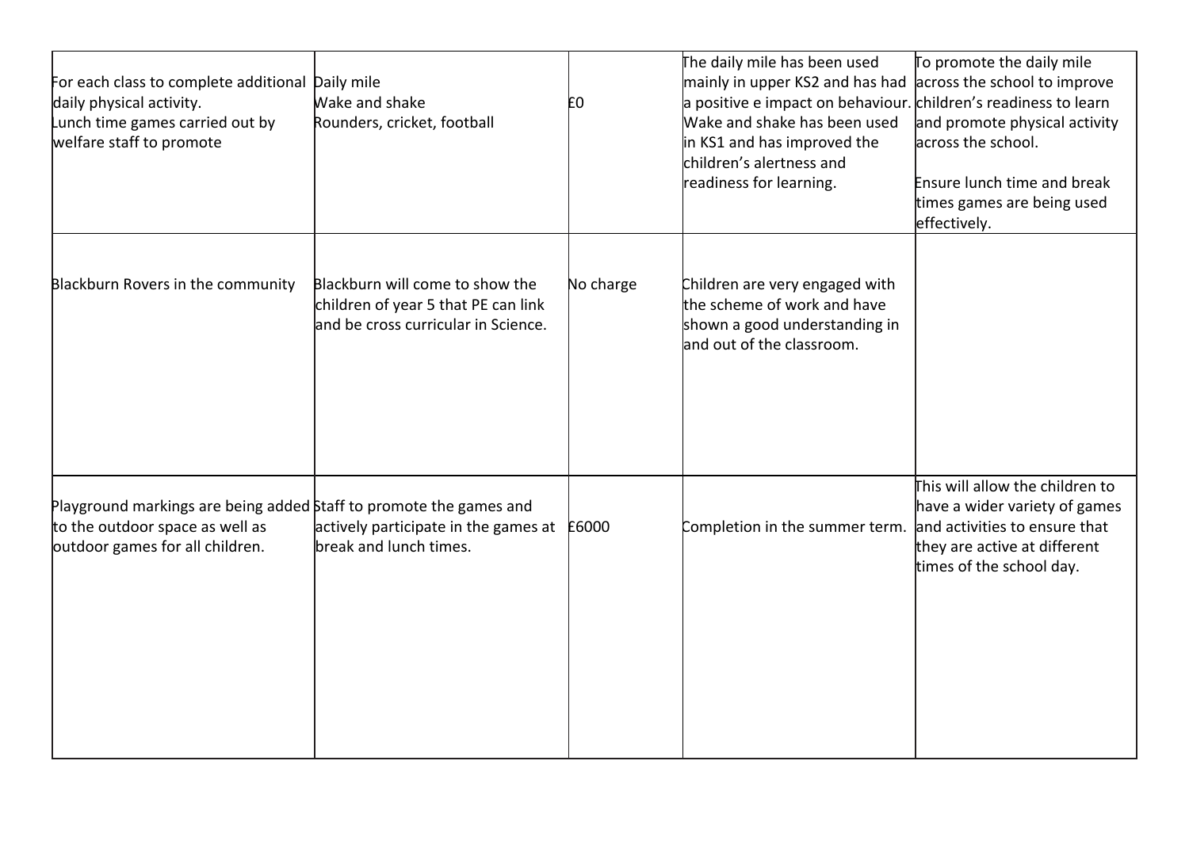| | | | | |
|---|---|---|---|---|
| For each class to complete additional daily physical activity.<br>Lunch time games carried out by welfare staff to promote | Daily mile<br>Wake and shake<br>Rounders, cricket, football | £0 | The daily mile has been used mainly in upper KS2 and has had a positive e impact on behaviour. Wake and shake has been used in KS1 and has improved the children's alertness and readiness for learning. | To promote the daily mile across the school to improve children's readiness to learn and promote physical activity across the school.<br><br>Ensure lunch time and break times games are being used effectively. |
| Blackburn Rovers in the community | Blackburn will come to show the children of year 5 that PE can link and be cross curricular in Science. | No charge | Children are very engaged with the scheme of work and have shown a good understanding in and out of the classroom. | |
| Playground markings are being added to the outdoor space as well as outdoor games for all children. | Staff to promote the games and actively participate in the games at break and lunch times. | £6000 | Completion in the summer term. | This will allow the children to have a wider variety of games and activities to ensure that they are active at different times of the school day. |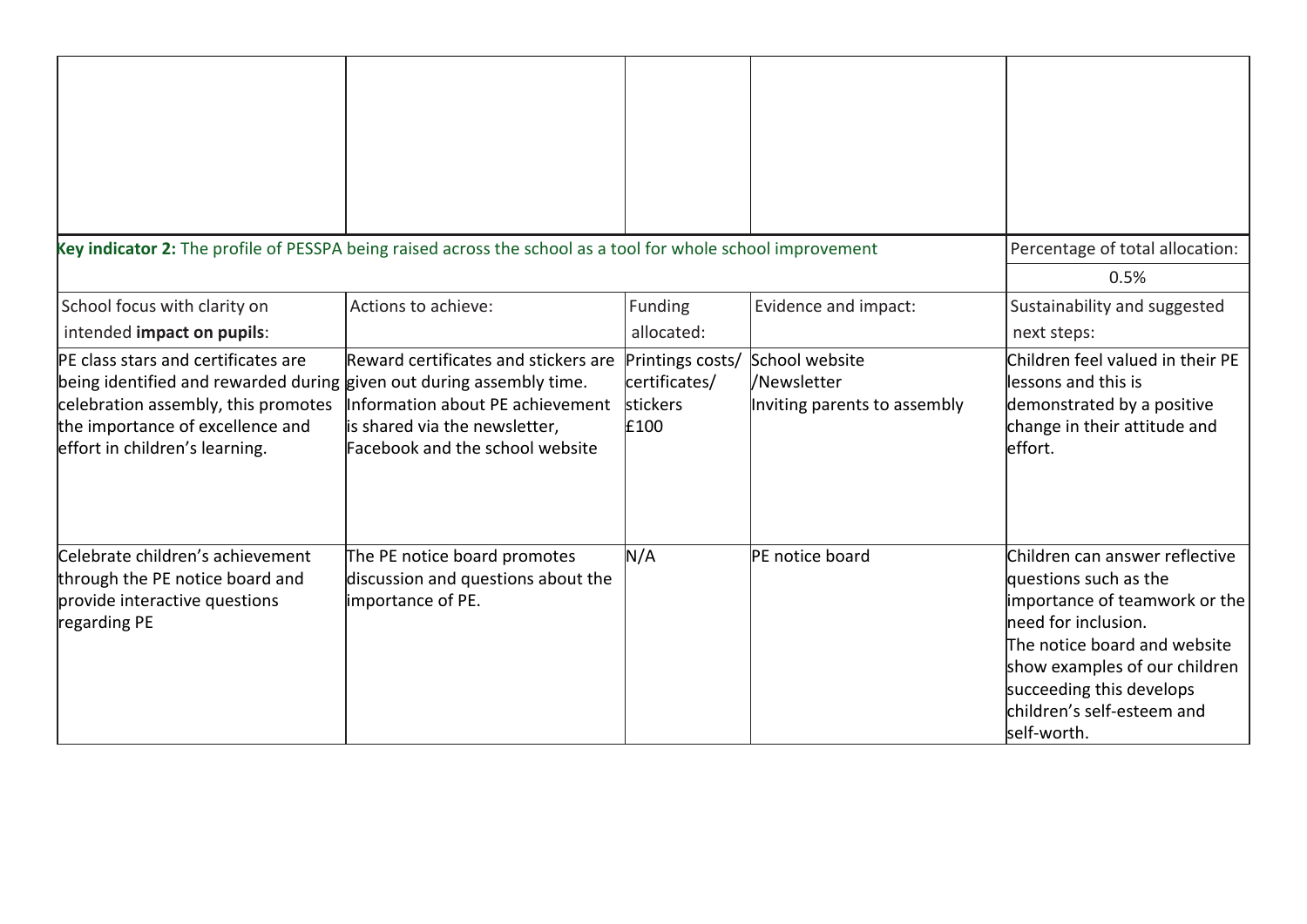| | | | | |
|---|---|---|---|---|
| | | | | |

| **Key indicator 2:** The profile of PESSPA being raised across the school as a tool for whole school improvement | | | | Percentage of total allocation: |
|---|---|---|---|---|
| | | | | 0.5% |
| School focus with clarity on intended **impact on pupils**: | Actions to achieve: | Funding allocated: | Evidence and impact: | Sustainability and suggested next steps: |
| PE class stars and certificates are being identified and rewarded during celebration assembly, this promotes the importance of excellence and effort in children's learning. | Reward certificates and stickers are given out during assembly time. Information about PE achievement is shared via the newsletter, Facebook and the school website | Printings costs/ certificates/ stickers £100 | School website /Newsletter Inviting parents to assembly | Children feel valued in their PE lessons and this is demonstrated by a positive change in their attitude and effort. |
| Celebrate children's achievement through the PE notice board and provide interactive questions regarding PE | The PE notice board promotes discussion and questions about the importance of PE. | N/A | PE notice board | Children can answer reflective questions such as the importance of teamwork or the need for inclusion. The notice board and website show examples of our children succeeding this develops children's self-esteem and self-worth. |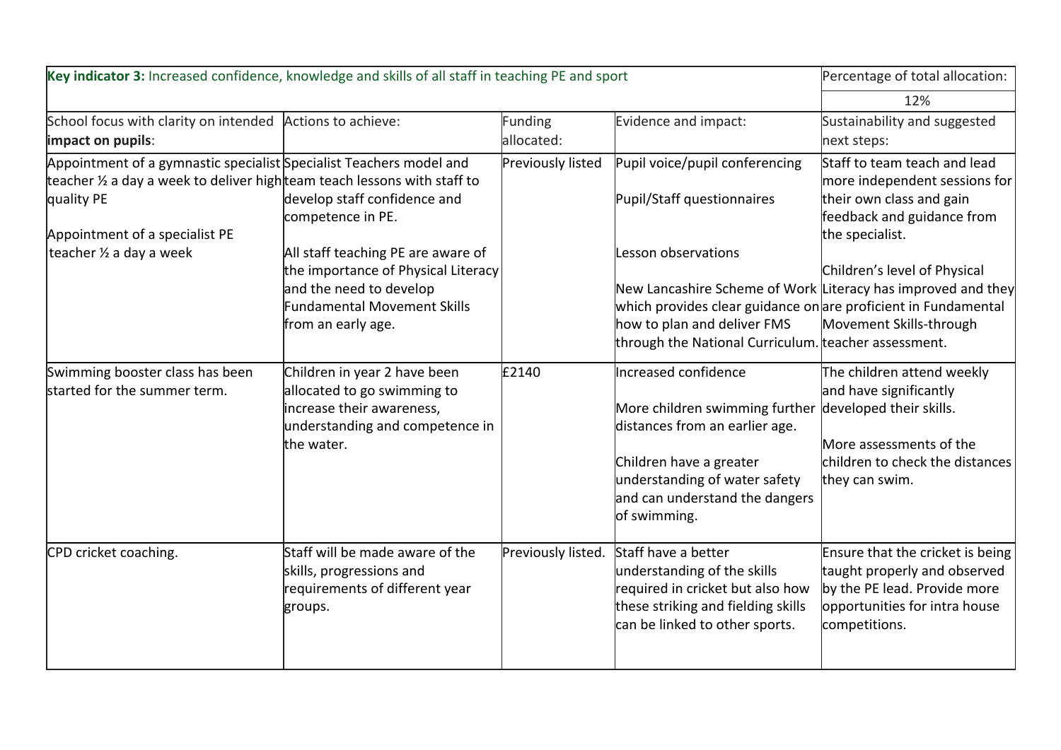| **Key indicator 3:** Increased confidence, knowledge and skills of all staff in teaching PE and sport | | | | Percentage of total allocation: |
|---|---|---|---|---|
| | | | | 12% |
| School focus with clarity on intended **impact on pupils**: | Actions to achieve: | Funding allocated: | Evidence and impact: | Sustainability and suggested next steps: |
| Appointment of a gymnastic specialist teacher ½ a day a week to deliver high quality PE<br><br>Appointment of a specialist PE teacher ½ a day a week | Specialist Teachers model and team teach lessons with staff to develop staff confidence and competence in PE.<br><br>All staff teaching PE are aware of the importance of Physical Literacy and the need to develop Fundamental Movement Skills from an early age. | Previously listed | Pupil voice/pupil conferencing<br><br>Pupil/Staff questionnaires<br><br>Lesson observations<br><br>New Lancashire Scheme of Work which provides clear guidance on how to plan and deliver FMS through the National Curriculum. | Staff to team teach and lead more independent sessions for their own class and gain feedback and guidance from the specialist.<br><br>Children's level of Physical Literacy has improved and they are proficient in Fundamental Movement Skills-through teacher assessment. |
| Swimming booster class has been started for the summer term. | Children in year 2 have been allocated to go swimming to increase their awareness, understanding and competence in the water. | £2140 | Increased confidence<br><br>More children swimming further distances from an earlier age.<br><br>Children have a greater understanding of water safety and can understand the dangers of swimming. | The children attend weekly and have significantly developed their skills.<br><br>More assessments of the children to check the distances they can swim. |
| CPD cricket coaching. | Staff will be made aware of the skills, progressions and requirements of different year groups. | Previously listed. | Staff have a better understanding of the skills required in cricket but also how these striking and fielding skills can be linked to other sports. | Ensure that the cricket is being taught properly and observed by the PE lead. Provide more opportunities for intra house competitions. |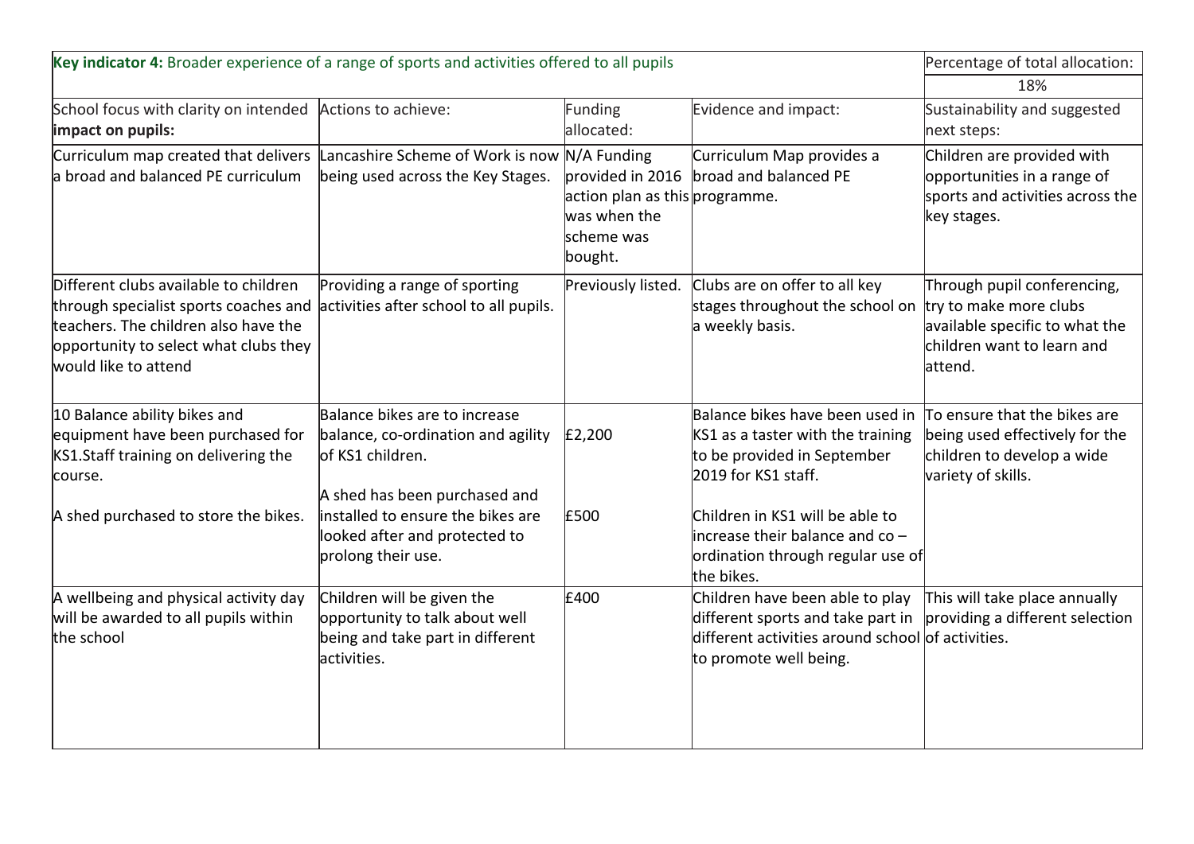| **Key indicator 4:** Broader experience of a range of sports and activities offered to all pupils | | | | Percentage of total allocation: |
|---|---|---|---|---|
| | | | | 18% |
| School focus with clarity on intended **impact on pupils:** | Actions to achieve: | Funding allocated: | Evidence and impact: | Sustainability and suggested next steps: |
| Curriculum map created that delivers a broad and balanced PE curriculum | Lancashire Scheme of Work is now being used across the Key Stages. | N/A Funding provided in 2016 action plan as this was when the scheme was bought. | Curriculum Map provides a broad and balanced PE programme. | Children are provided with opportunities in a range of sports and activities across the key stages. |
| Different clubs available to children through specialist sports coaches and teachers. The children also have the opportunity to select what clubs they would like to attend | Providing a range of sporting activities after school to all pupils. | Previously listed. | Clubs are on offer to all key stages throughout the school on a weekly basis. | Through pupil conferencing, try to make more clubs available specific to what the children want to learn and attend. |
| 10 Balance ability bikes and equipment have been purchased for KS1.Staff training on delivering the course.<br><br>A shed purchased to store the bikes. | Balance bikes are to increase balance, co-ordination and agility of KS1 children.<br><br>A shed has been purchased and installed to ensure the bikes are looked after and protected to prolong their use. | £2,200<br><br>£500 | Balance bikes have been used in KS1 as a taster with the training to be provided in September 2019 for KS1 staff.<br><br>Children in KS1 will be able to increase their balance and co – ordination through regular use of the bikes. | To ensure that the bikes are being used effectively for the children to develop a wide variety of skills. |
| A wellbeing and physical activity day will be awarded to all pupils within the school | Children will be given the opportunity to talk about well being and take part in different activities. | £400 | Children have been able to play different sports and take part in different activities around school to promote well being. | This will take place annually providing a different selection of activities. |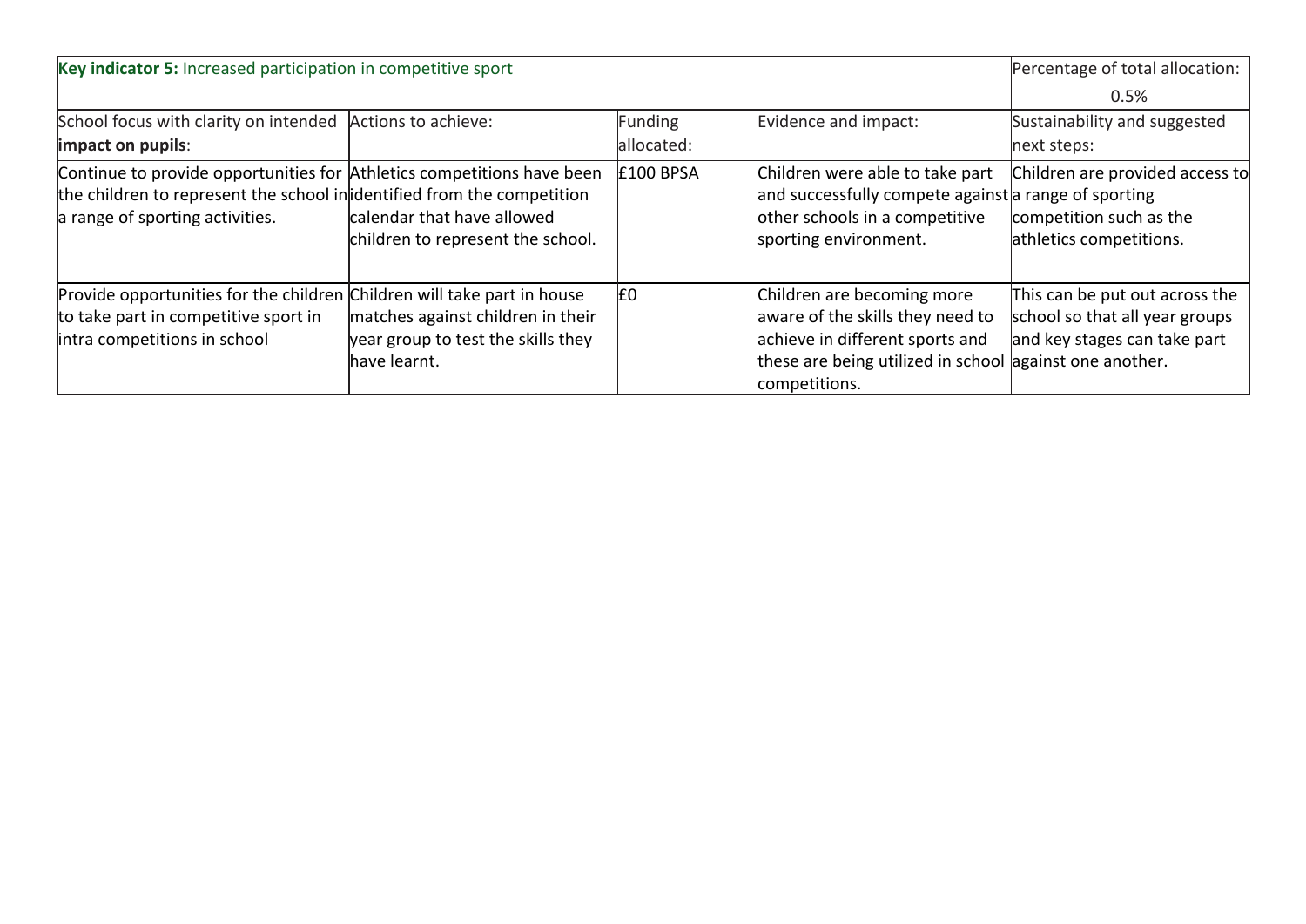| **Key indicator 5:** Increased participation in competitive sport | | | | Percentage of total allocation: |
|---|---|---|---|---|
| | | | | 0.5% |
| School focus with clarity on intended **impact on pupils**: | Actions to achieve: | Funding allocated: | Evidence and impact: | Sustainability and suggested next steps: |
| Continue to provide opportunities for the children to represent the school in a range of sporting activities. | Athletics competitions have been identified from the competition calendar that have allowed children to represent the school. | £100 BPSA | Children were able to take part and successfully compete against other schools in a competitive sporting environment. | Children are provided access to a range of sporting competition such as the athletics competitions. |
| Provide opportunities for the children to take part in competitive sport in intra competitions in school | Children will take part in house matches against children in their year group to test the skills they have learnt. | £0 | Children are becoming more aware of the skills they need to achieve in different sports and these are being utilized in school competitions. | This can be put out across the school so that all year groups and key stages can take part against one another. |